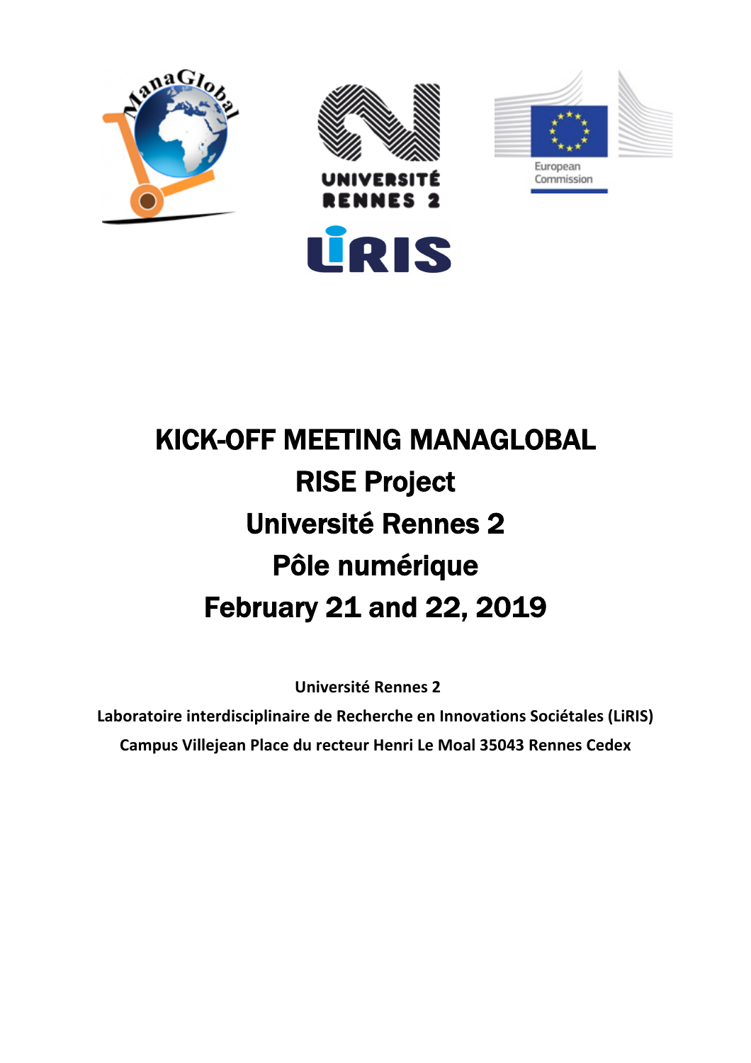# KICK-OFF MEETING MANAGLOBAL

# RISE Project

# Université Rennes 2

# Pôle numérique

# February 21 and 22, 2019

**Université Rennes 2**

**Laboratoire interdisciplinaire de Recherche en Innovations Sociétales (LiRIS)**

**Campus Villejean Place du recteur Henri Le Moal 35043 Rennes Cedex**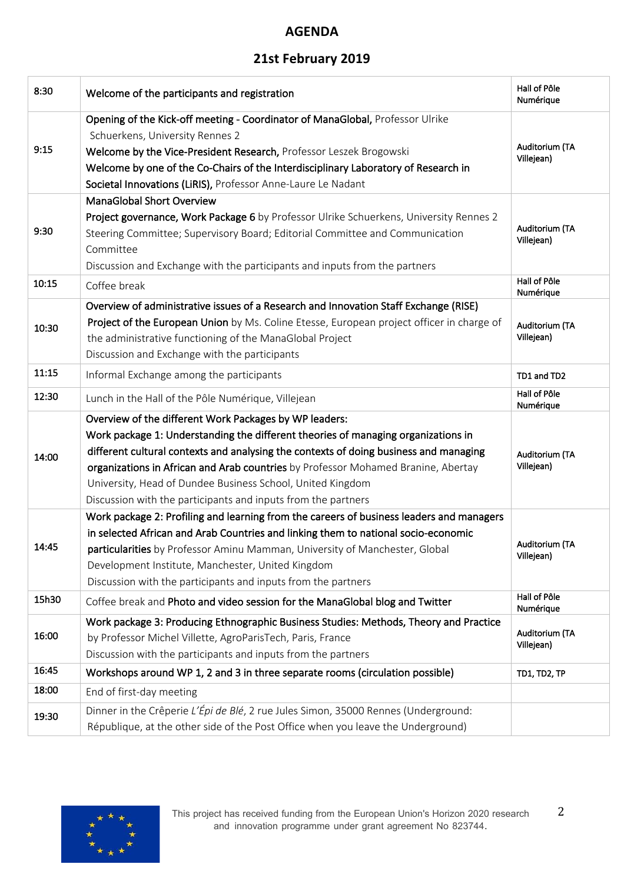# AGENDA

## 21st February 2019

| Time | Activity | Location |
|---|---|---|
| 8:30 | Welcome of the participants and registration | Hall of Pôle Numérique |
| 9:15 | **Opening of the Kick-off meeting - Coordinator of ManaGlobal,** Professor Ulrike Schuerkens, University Rennes 2<br>**Welcome by the Vice-President Research,** Professor Leszek Brogowski<br>**Welcome by one of the Co-Chairs of the Interdisciplinary Laboratory of Research in Societal Innovations (LiRIS),** Professor Anne-Laure Le Nadant | Auditorium (TA Villejean) |
| 9:30 | **ManaGlobal Short Overview**<br>**Project governance, Work Package 6** by Professor Ulrike Schuerkens, University Rennes 2<br>Steering Committee; Supervisory Board; Editorial Committee and Communication Committee<br>Discussion and Exchange with the participants and inputs from the partners | Auditorium (TA Villejean) |
| 10:15 | Coffee break | Hall of Pôle Numérique |
| 10:30 | **Overview of administrative issues of a Research and Innovation Staff Exchange (RISE) Project of the European Union** by Ms. Coline Etesse, European project officer in charge of the administrative functioning of the ManaGlobal Project<br>Discussion and Exchange with the participants | Auditorium (TA Villejean) |
| 11:15 | Informal Exchange among the participants | TD1 and TD2 |
| 12:30 | Lunch in the Hall of the Pôle Numérique, Villejean | Hall of Pôle Numérique |
| 14:00 | **Overview of the different Work Packages by WP leaders:**<br>**Work package 1: Understanding the different theories of managing organizations in different cultural contexts and analysing the contexts of doing business and managing organizations in African and Arab countries** by Professor Mohamed Branine, Abertay University, Head of Dundee Business School, United Kingdom<br>Discussion with the participants and inputs from the partners | Auditorium (TA Villejean) |
| 14:45 | **Work package 2: Profiling and learning from the careers of business leaders and managers in selected African and Arab Countries and linking them to national socio-economic particularities** by Professor Aminu Mamman, University of Manchester, Global Development Institute, Manchester, United Kingdom<br>Discussion with the participants and inputs from the partners | Auditorium (TA Villejean) |
| 15h30 | Coffee break and **Photo and video session for the ManaGlobal blog and Twitter** | Hall of Pôle Numérique |
| 16:00 | **Work package 3: Producing Ethnographic Business Studies: Methods, Theory and Practice** by Professor Michel Villette, AgroParisTech, Paris, France<br>Discussion with the participants and inputs from the partners | Auditorium (TA Villejean) |
| 16:45 | **Workshops around WP 1, 2 and 3 in three separate rooms (circulation possible)** | TD1, TD2, TP |
| 18:00 | End of first-day meeting | |
| 19:30 | Dinner in the Crêperie *L'Épi de Blé*, 2 rue Jules Simon, 35000 Rennes (Underground: République, at the other side of the Post Office when you leave the Underground) | |

This project has received funding from the European Union's Horizon 2020 research and innovation programme under grant agreement No 823744.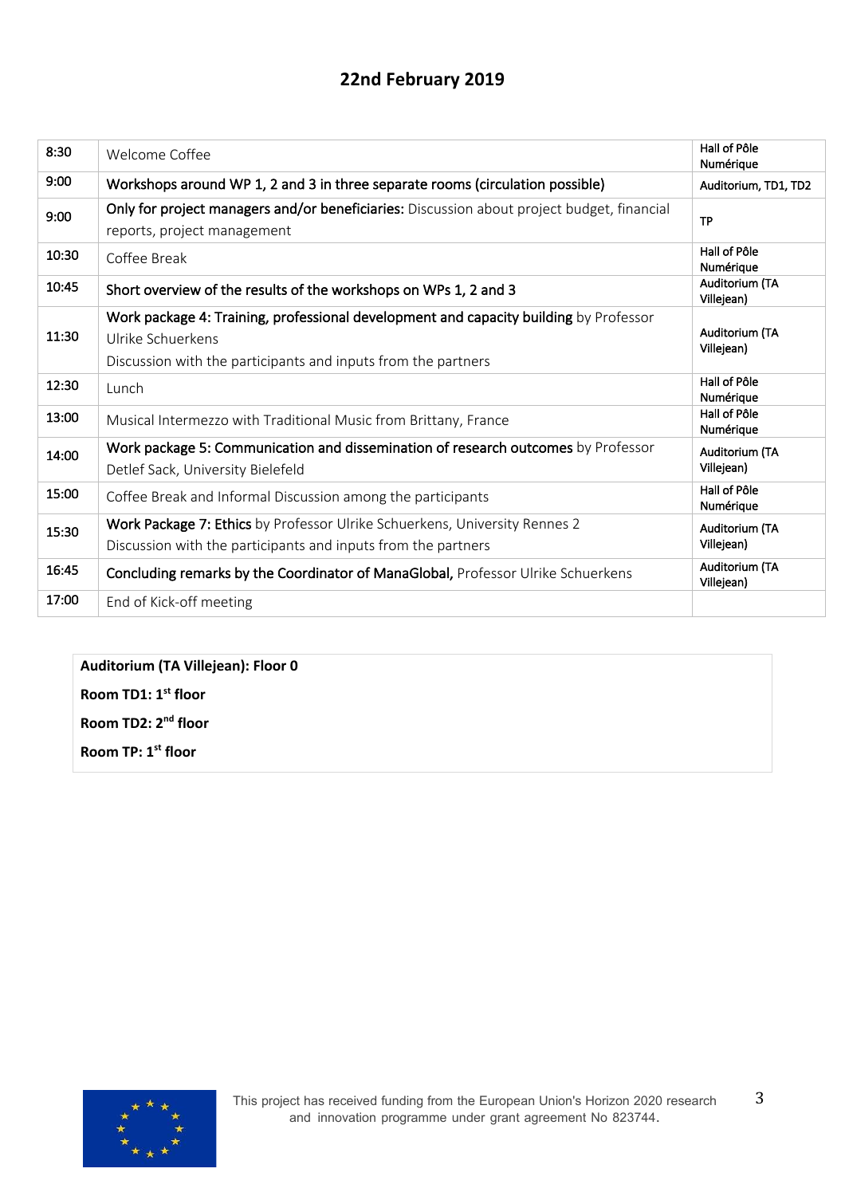## 22nd February 2019

| | | |
|---|---|---|
| 8:30 | Welcome Coffee | Hall of Pôle Numérique |
| 9:00 | Workshops around WP 1, 2 and 3 in three separate rooms (circulation possible) | Auditorium, TD1, TD2 |
| 9:00 | **Only for project managers and/or beneficiaries:** Discussion about project budget, financial reports, project management | TP |
| 10:30 | Coffee Break | Hall of Pôle Numérique |
| 10:45 | Short overview of the results of the workshops on WPs 1, 2 and 3 | Auditorium (TA Villejean) |
| 11:30 | Work package 4: Training, professional development and capacity building by Professor Ulrike Schuerkens<br>Discussion with the participants and inputs from the partners | Auditorium (TA Villejean) |
| 12:30 | Lunch | Hall of Pôle Numérique |
| 13:00 | Musical Intermezzo with Traditional Music from Brittany, France | Hall of Pôle Numérique |
| 14:00 | Work package 5: Communication and dissemination of research outcomes by Professor Detlef Sack, University Bielefeld | Auditorium (TA Villejean) |
| 15:00 | Coffee Break and Informal Discussion among the participants | Hall of Pôle Numérique |
| 15:30 | Work Package 7: Ethics by Professor Ulrike Schuerkens, University Rennes 2<br>Discussion with the participants and inputs from the partners | Auditorium (TA Villejean) |
| 16:45 | Concluding remarks by the Coordinator of ManaGlobal, Professor Ulrike Schuerkens | Auditorium (TA Villejean) |
| 17:00 | End of Kick-off meeting | |

**Auditorium (TA Villejean): Floor 0**

**Room TD1: 1st floor**

**Room TD2: 2nd floor**

**Room TP: 1st floor**

This project has received funding from the European Union's Horizon 2020 research and innovation programme under grant agreement No 823744.